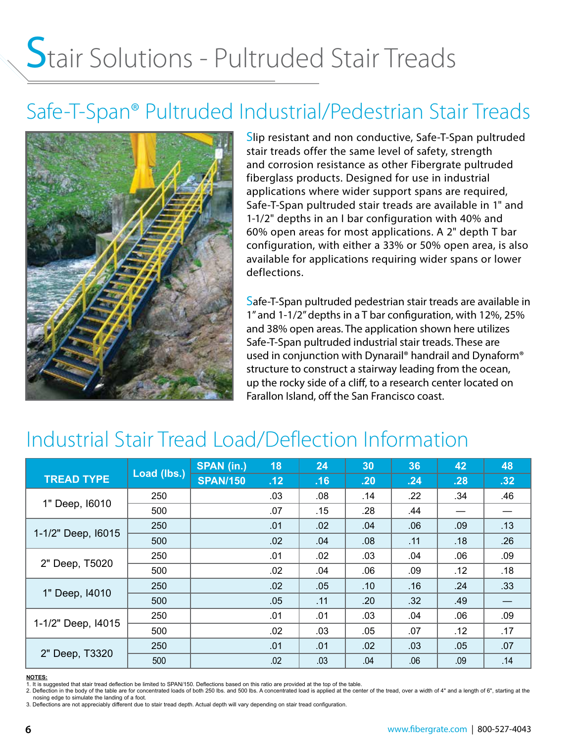# Stair Solutions - Pultruded Stair Treads

## Safe-T-Span® Pultruded Industrial/Pedestrian Stair Treads

Slip resistant and non conductive, Safe-T-Span pultruded stair treads offer the same level of safety, strength and corrosion resistance as other Fibergrate pultruded fiberglass products. Designed for use in industrial applications where wider support spans are required, Safe-T-Span pultruded stair treads are available in 1" and 1-1/2" depths in an I bar configuration with 40% and 60% open areas for most applications. A 2" depth T bar configuration, with either a 33% or 50% open area, is also available for applications requiring wider spans or lower deflections.

Safe-T-Span pultruded pedestrian stair treads are available in 1" and 1-1/2" depths in a T bar configuration, with 12%, 25% and 38% open areas. The application shown here utilizes Safe-T-Span pultruded industrial stair treads. These are used in conjunction with Dynarail® handrail and Dynaform® structure to construct a stairway leading from the ocean, up the rocky side of a cliff, to a research center located on Farallon Island, off the San Francisco coast.

## Industrial Stair Tread Load/Deflection Information

| TREAD TYPE | Load (lbs.) | SPAN (in.) | 18 | 24 | 30 | 36 | 42 | 48 |
|---|---|---|---|---|---|---|---|---|
| | | SPAN/150 | .12 | .16 | .20 | .24 | .28 | .32 |
| 1" Deep, I6010 | 250 | | .03 | .08 | .14 | .22 | .34 | .46 |
| | 500 | | .07 | .15 | .28 | .44 | — | — |
| 1-1/2" Deep, I6015 | 250 | | .01 | .02 | .04 | .06 | .09 | .13 |
| | 500 | | .02 | .04 | .08 | .11 | .18 | .26 |
| 2" Deep, T5020 | 250 | | .01 | .02 | .03 | .04 | .06 | .09 |
| | 500 | | .02 | .04 | .06 | .09 | .12 | .18 |
| 1" Deep, I4010 | 250 | | .02 | .05 | .10 | .16 | .24 | .33 |
| | 500 | | .05 | .11 | .20 | .32 | .49 | — |
| 1-1/2" Deep, I4015 | 250 | | .01 | .01 | .03 | .04 | .06 | .09 |
| | 500 | | .02 | .03 | .05 | .07 | .12 | .17 |
| 2" Deep, T3320 | 250 | | .01 | .01 | .02 | .03 | .05 | .07 |
| | 500 | | .02 | .03 | .04 | .06 | .09 | .14 |

**NOTES:**
1. It is suggested that stair tread deflection be limited to SPAN/150. Deflections based on this ratio are provided at the top of the table.
2. Deflection in the body of the table are for concentrated loads of both 250 lbs. and 500 lbs. A concentrated load is applied at the center of the tread, over a width of 4" and a length of 6", starting at the nosing edge to simulate the landing of a foot.
3. Deflections are not appreciably different due to stair tread depth. Actual depth will vary depending on stair tread configuration.

www.fibergrate.com | 800-527-4043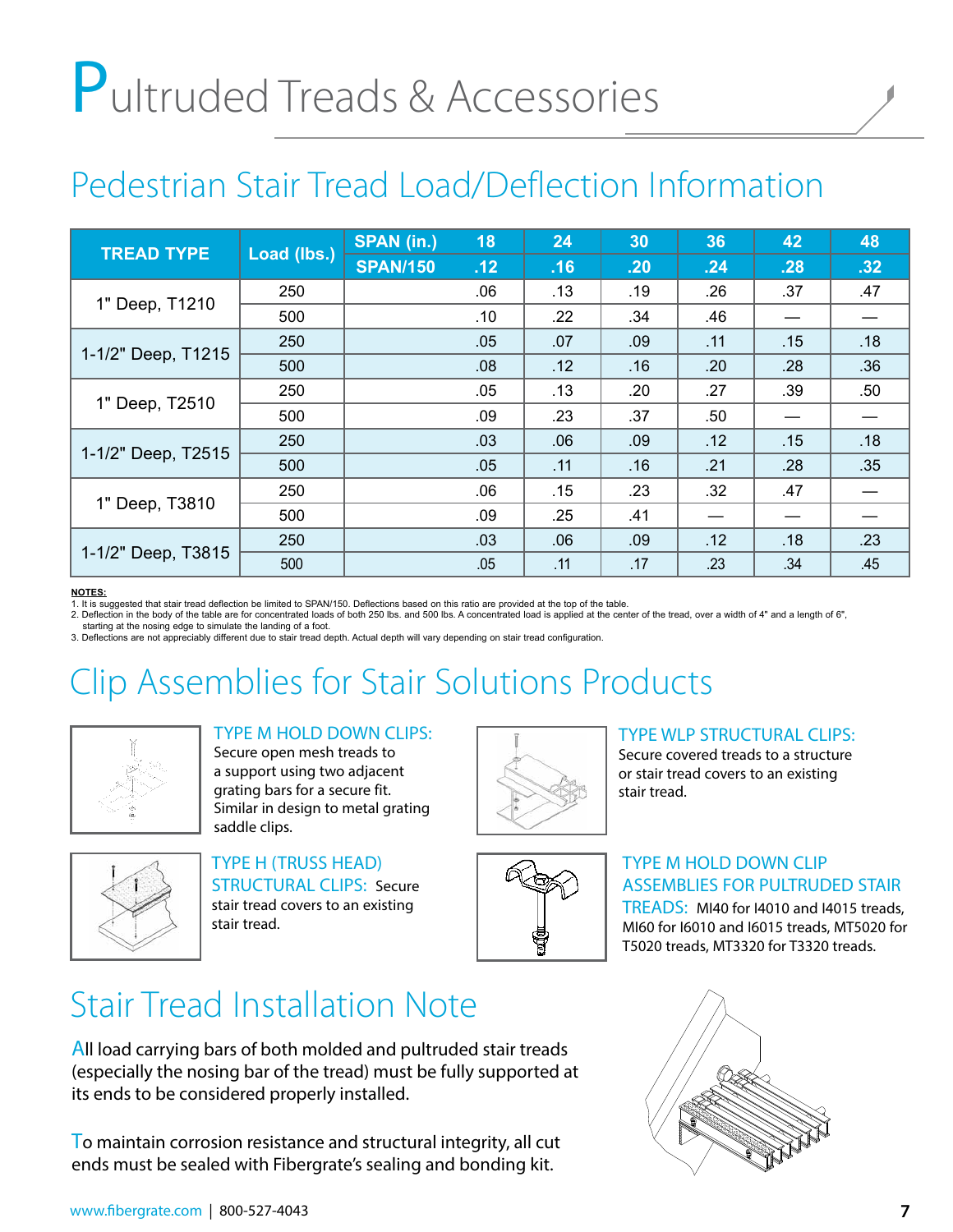# Pultruded Treads & Accessories

## Pedestrian Stair Tread Load/Deflection Information

| TREAD TYPE | Load (lbs.) | SPAN (in.) | 18 | 24 | 30 | 36 | 42 | 48 |
|---|---|---|---|---|---|---|---|---|
| | | SPAN/150 | .12 | .16 | .20 | .24 | .28 | .32 |
| 1" Deep, T1210 | 250 | | .06 | .13 | .19 | .26 | .37 | .47 |
| | 500 | | .10 | .22 | .34 | .46 | — | — |
| 1-1/2" Deep, T1215 | 250 | | .05 | .07 | .09 | .11 | .15 | .18 |
| | 500 | | .08 | .12 | .16 | .20 | .28 | .36 |
| 1" Deep, T2510 | 250 | | .05 | .13 | .20 | .27 | .39 | .50 |
| | 500 | | .09 | .23 | .37 | .50 | — | — |
| 1-1/2" Deep, T2515 | 250 | | .03 | .06 | .09 | .12 | .15 | .18 |
| | 500 | | .05 | .11 | .16 | .21 | .28 | .35 |
| 1" Deep, T3810 | 250 | | .06 | .15 | .23 | .32 | .47 | — |
| | 500 | | .09 | .25 | .41 | — | — | — |
| 1-1/2" Deep, T3815 | 250 | | .03 | .06 | .09 | .12 | .18 | .23 |
| | 500 | | .05 | .11 | .17 | .23 | .34 | .45 |

**NOTES:**
1. It is suggested that stair tread deflection be limited to SPAN/150. Deflections based on this ratio are provided at the top of the table.
2. Deflection in the body of the table are for concentrated loads of both 250 lbs. and 500 lbs. A concentrated load is applied at the center of the tread, over a width of 4" and a length of 6", starting at the nosing edge to simulate the landing of a foot.
3. Deflections are not appreciably different due to stair tread depth. Actual depth will vary depending on stair tread configuration.

## Clip Assemblies for Stair Solutions Products

**TYPE M HOLD DOWN CLIPS:** Secure open mesh treads to a support using two adjacent grating bars for a secure fit. Similar in design to metal grating saddle clips.

**TYPE WLP STRUCTURAL CLIPS:** Secure covered treads to a structure or stair tread covers to an existing stair tread.

**TYPE H (TRUSS HEAD) STRUCTURAL CLIPS:** Secure stair tread covers to an existing stair tread.

**TYPE M HOLD DOWN CLIP ASSEMBLIES FOR PULTRUDED STAIR TREADS:** MI40 for I4010 and I4015 treads, MI60 for I6010 and I6015 treads, MT5020 for T5020 treads, MT3320 for T3320 treads.

## Stair Tread Installation Note

All load carrying bars of both molded and pultruded stair treads (especially the nosing bar of the tread) must be fully supported at its ends to be considered properly installed.

To maintain corrosion resistance and structural integrity, all cut ends must be sealed with Fibergrate's sealing and bonding kit.

www.fibergrate.com | 800-527-4043